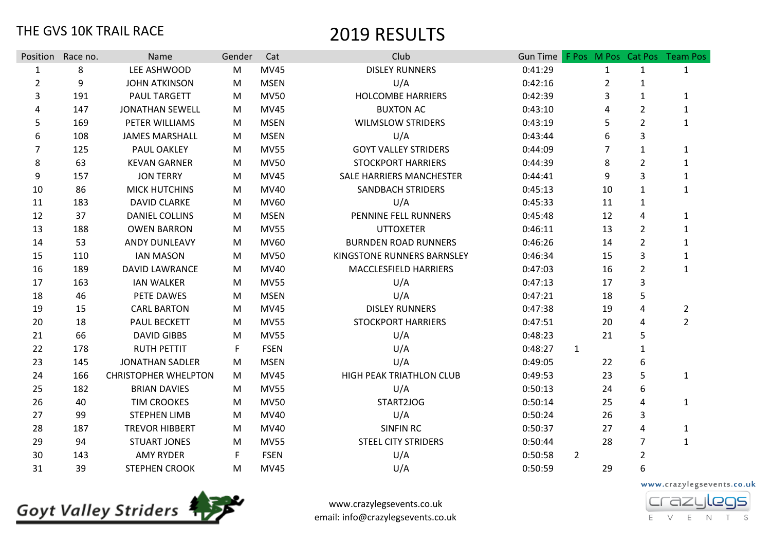# THE GVS 10K TRAIL RACE

# 2019 RESULTS

| Position | Race no. | Name | Gender | Cat | Club | Gun Time | F Pos | M Pos | Cat Pos | Team Pos |
|---|---|---|---|---|---|---|---|---|---|---|
| 1 | 8 | LEE ASHWOOD | M | MV45 | DISLEY RUNNERS | 0:41:29 | | 1 | 1 | 1 |
| 2 | 9 | JOHN ATKINSON | M | MSEN | U/A | 0:42:16 | | 2 | 1 | |
| 3 | 191 | PAUL TARGETT | M | MV50 | HOLCOMBE HARRIERS | 0:42:39 | | 3 | 1 | 1 |
| 4 | 147 | JONATHAN SEWELL | M | MV45 | BUXTON AC | 0:43:10 | | 4 | 2 | 1 |
| 5 | 169 | PETER WILLIAMS | M | MSEN | WILMSLOW STRIDERS | 0:43:19 | | 5 | 2 | 1 |
| 6 | 108 | JAMES MARSHALL | M | MSEN | U/A | 0:43:44 | | 6 | 3 | |
| 7 | 125 | PAUL OAKLEY | M | MV55 | GOYT VALLEY STRIDERS | 0:44:09 | | 7 | 1 | 1 |
| 8 | 63 | KEVAN GARNER | M | MV50 | STOCKPORT HARRIERS | 0:44:39 | | 8 | 2 | 1 |
| 9 | 157 | JON TERRY | M | MV45 | SALE HARRIERS MANCHESTER | 0:44:41 | | 9 | 3 | 1 |
| 10 | 86 | MICK HUTCHINS | M | MV40 | SANDBACH STRIDERS | 0:45:13 | | 10 | 1 | 1 |
| 11 | 183 | DAVID CLARKE | M | MV60 | U/A | 0:45:33 | | 11 | 1 | |
| 12 | 37 | DANIEL COLLINS | M | MSEN | PENNINE FELL RUNNERS | 0:45:48 | | 12 | 4 | 1 |
| 13 | 188 | OWEN BARRON | M | MV55 | UTTOXETER | 0:46:11 | | 13 | 2 | 1 |
| 14 | 53 | ANDY DUNLEAVY | M | MV60 | BURNDEN ROAD RUNNERS | 0:46:26 | | 14 | 2 | 1 |
| 15 | 110 | IAN MASON | M | MV50 | KINGSTONE RUNNERS BARNSLEY | 0:46:34 | | 15 | 3 | 1 |
| 16 | 189 | DAVID LAWRANCE | M | MV40 | MACCLESFIELD HARRIERS | 0:47:03 | | 16 | 2 | 1 |
| 17 | 163 | IAN WALKER | M | MV55 | U/A | 0:47:13 | | 17 | 3 | |
| 18 | 46 | PETE DAWES | M | MSEN | U/A | 0:47:21 | | 18 | 5 | |
| 19 | 15 | CARL BARTON | M | MV45 | DISLEY RUNNERS | 0:47:38 | | 19 | 4 | 2 |
| 20 | 18 | PAUL BECKETT | M | MV55 | STOCKPORT HARRIERS | 0:47:51 | | 20 | 4 | 2 |
| 21 | 66 | DAVID GIBBS | M | MV55 | U/A | 0:48:23 | | 21 | 5 | |
| 22 | 178 | RUTH PETTIT | F | FSEN | U/A | 0:48:27 | 1 | | 1 | |
| 23 | 145 | JONATHAN SADLER | M | MSEN | U/A | 0:49:05 | | 22 | 6 | |
| 24 | 166 | CHRISTOPHER WHELPTON | M | MV45 | HIGH PEAK TRIATHLON CLUB | 0:49:53 | | 23 | 5 | 1 |
| 25 | 182 | BRIAN DAVIES | M | MV55 | U/A | 0:50:13 | | 24 | 6 | |
| 26 | 40 | TIM CROOKES | M | MV50 | START2JOG | 0:50:14 | | 25 | 4 | 1 |
| 27 | 99 | STEPHEN LIMB | M | MV40 | U/A | 0:50:24 | | 26 | 3 | |
| 28 | 187 | TREVOR HIBBERT | M | MV40 | SINFIN RC | 0:50:37 | | 27 | 4 | 1 |
| 29 | 94 | STUART JONES | M | MV55 | STEEL CITY STRIDERS | 0:50:44 | | 28 | 7 | 1 |
| 30 | 143 | AMY RYDER | F | FSEN | U/A | 0:50:58 | 2 | | 2 | |
| 31 | 39 | STEPHEN CROOK | M | MV45 | U/A | 0:50:59 | | 29 | 6 | |

Goyt Valley Striders

www.crazylegsevents.co.uk
email: info@crazylegsevents.co.uk

www.crazylegsevents.co.uk
crazylegs EVENTS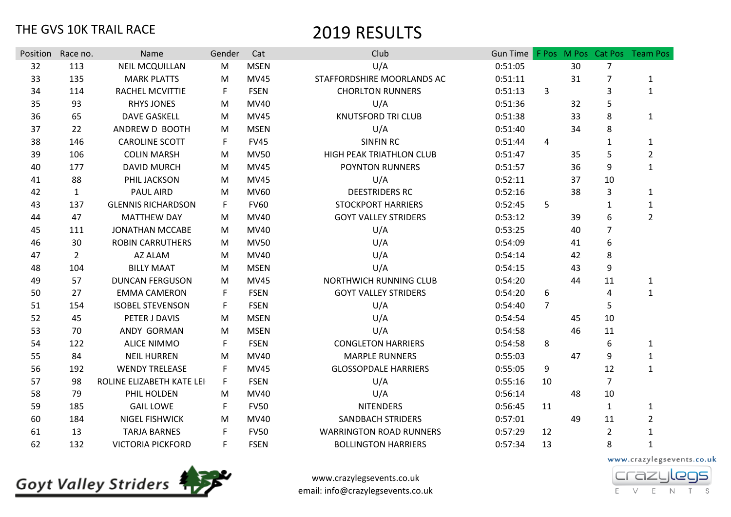THE GVS 10K TRAIL RACE

# 2019 RESULTS

| Position | Race no. | Name | Gender | Cat | Club | Gun Time | F Pos | M Pos | Cat Pos | Team Pos |
|---|---|---|---|---|---|---|---|---|---|---|
| 32 | 113 | NEIL MCQUILLAN | M | MSEN | U/A | 0:51:05 | | 30 | 7 | |
| 33 | 135 | MARK PLATTS | M | MV45 | STAFFORDSHIRE MOORLANDS AC | 0:51:11 | | 31 | 7 | 1 |
| 34 | 114 | RACHEL MCVITTIE | F | FSEN | CHORLTON RUNNERS | 0:51:13 | 3 | | 3 | 1 |
| 35 | 93 | RHYS JONES | M | MV40 | U/A | 0:51:36 | | 32 | 5 | |
| 36 | 65 | DAVE GASKELL | M | MV45 | KNUTSFORD TRI CLUB | 0:51:38 | | 33 | 8 | 1 |
| 37 | 22 | ANDREW D BOOTH | M | MSEN | U/A | 0:51:40 | | 34 | 8 | |
| 38 | 146 | CAROLINE SCOTT | F | FV45 | SINFIN RC | 0:51:44 | 4 | | 1 | 1 |
| 39 | 106 | COLIN MARSH | M | MV50 | HIGH PEAK TRIATHLON CLUB | 0:51:47 | | 35 | 5 | 2 |
| 40 | 177 | DAVID MURCH | M | MV45 | POYNTON RUNNERS | 0:51:57 | | 36 | 9 | 1 |
| 41 | 88 | PHIL JACKSON | M | MV45 | U/A | 0:52:11 | | 37 | 10 | |
| 42 | 1 | PAUL AIRD | M | MV60 | DEESTRIDERS RC | 0:52:16 | | 38 | 3 | 1 |
| 43 | 137 | GLENNIS RICHARDSON | F | FV60 | STOCKPORT HARRIERS | 0:52:45 | 5 | | 1 | 1 |
| 44 | 47 | MATTHEW DAY | M | MV40 | GOYT VALLEY STRIDERS | 0:53:12 | | 39 | 6 | 2 |
| 45 | 111 | JONATHAN MCCABE | M | MV40 | U/A | 0:53:25 | | 40 | 7 | |
| 46 | 30 | ROBIN CARRUTHERS | M | MV50 | U/A | 0:54:09 | | 41 | 6 | |
| 47 | 2 | AZ ALAM | M | MV40 | U/A | 0:54:14 | | 42 | 8 | |
| 48 | 104 | BILLY MAAT | M | MSEN | U/A | 0:54:15 | | 43 | 9 | |
| 49 | 57 | DUNCAN FERGUSON | M | MV45 | NORTHWICH RUNNING CLUB | 0:54:20 | | 44 | 11 | 1 |
| 50 | 27 | EMMA CAMERON | F | FSEN | GOYT VALLEY STRIDERS | 0:54:20 | 6 | | 4 | 1 |
| 51 | 154 | ISOBEL STEVENSON | F | FSEN | U/A | 0:54:40 | 7 | | 5 | |
| 52 | 45 | PETER J DAVIS | M | MSEN | U/A | 0:54:54 | | 45 | 10 | |
| 53 | 70 | ANDY GORMAN | M | MSEN | U/A | 0:54:58 | | 46 | 11 | |
| 54 | 122 | ALICE NIMMO | F | FSEN | CONGLETON HARRIERS | 0:54:58 | 8 | | 6 | 1 |
| 55 | 84 | NEIL HURREN | M | MV40 | MARPLE RUNNERS | 0:55:03 | | 47 | 9 | 1 |
| 56 | 192 | WENDY TRELEASE | F | MV45 | GLOSSOPDALE HARRIERS | 0:55:05 | 9 | | 12 | 1 |
| 57 | 98 | ROLINE ELIZABETH KATE LEI | F | FSEN | U/A | 0:55:16 | 10 | | 7 | |
| 58 | 79 | PHIL HOLDEN | M | MV40 | U/A | 0:56:14 | | 48 | 10 | |
| 59 | 185 | GAIL LOWE | F | FV50 | NITENDERS | 0:56:45 | 11 | | 1 | 1 |
| 60 | 184 | NIGEL FISHWICK | M | MV40 | SANDBACH STRIDERS | 0:57:01 | | 49 | 11 | 2 |
| 61 | 13 | TARJA BARNES | F | FV50 | WARRINGTON ROAD RUNNERS | 0:57:29 | 12 | | 2 | 1 |
| 62 | 132 | VICTORIA PICKFORD | F | FSEN | BOLLINGTON HARRIERS | 0:57:34 | 13 | | 8 | 1 |

Goyt Valley Striders

www.crazylegsevents.co.uk
email: info@crazylegsevents.co.uk

www.crazylegsevents.co.uk
crazylegs EVENTS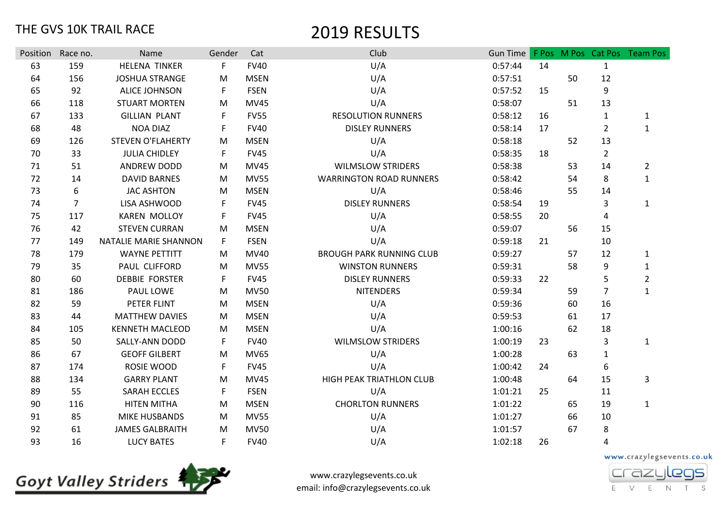THE GVS 10K TRAIL RACE

# 2019 RESULTS

| Position | Race no. | Name | Gender | Cat | Club | Gun Time | F Pos | M Pos | Cat Pos | Team Pos |
|---|---|---|---|---|---|---|---|---|---|---|
| 63 | 159 | HELENA TINKER | F | FV40 | U/A | 0:57:44 | 14 | | 1 | |
| 64 | 156 | JOSHUA STRANGE | M | MSEN | U/A | 0:57:51 | | 50 | 12 | |
| 65 | 92 | ALICE JOHNSON | F | FSEN | U/A | 0:57:52 | 15 | | 9 | |
| 66 | 118 | STUART MORTEN | M | MV45 | U/A | 0:58:07 | | 51 | 13 | |
| 67 | 133 | GILLIAN PLANT | F | FV55 | RESOLUTION RUNNERS | 0:58:12 | 16 | | 1 | 1 |
| 68 | 48 | NOA DIAZ | F | FV40 | DISLEY RUNNERS | 0:58:14 | 17 | | 2 | 1 |
| 69 | 126 | STEVEN O'FLAHERTY | M | MSEN | U/A | 0:58:18 | | 52 | 13 | |
| 70 | 33 | JULIA CHIDLEY | F | FV45 | U/A | 0:58:35 | 18 | | 2 | |
| 71 | 51 | ANDREW DODD | M | MV45 | WILMSLOW STRIDERS | 0:58:38 | | 53 | 14 | 2 |
| 72 | 14 | DAVID BARNES | M | MV55 | WARRINGTON ROAD RUNNERS | 0:58:42 | | 54 | 8 | 1 |
| 73 | 6 | JAC ASHTON | M | MSEN | U/A | 0:58:46 | | 55 | 14 | |
| 74 | 7 | LISA ASHWOOD | F | FV45 | DISLEY RUNNERS | 0:58:54 | 19 | | 3 | 1 |
| 75 | 117 | KAREN MOLLOY | F | FV45 | U/A | 0:58:55 | 20 | | 4 | |
| 76 | 42 | STEVEN CURRAN | M | MSEN | U/A | 0:59:07 | | 56 | 15 | |
| 77 | 149 | NATALIE MARIE SHANNON | F | FSEN | U/A | 0:59:18 | 21 | | 10 | |
| 78 | 179 | WAYNE PETTITT | M | MV40 | BROUGH PARK RUNNING CLUB | 0:59:27 | | 57 | 12 | 1 |
| 79 | 35 | PAUL CLIFFORD | M | MV55 | WINSTON RUNNERS | 0:59:31 | | 58 | 9 | 1 |
| 80 | 60 | DEBBIE FORSTER | F | FV45 | DISLEY RUNNERS | 0:59:33 | 22 | | 5 | 2 |
| 81 | 186 | PAUL LOWE | M | MV50 | NITENDERS | 0:59:34 | | 59 | 7 | 1 |
| 82 | 59 | PETER FLINT | M | MSEN | U/A | 0:59:36 | | 60 | 16 | |
| 83 | 44 | MATTHEW DAVIES | M | MSEN | U/A | 0:59:53 | | 61 | 17 | |
| 84 | 105 | KENNETH MACLEOD | M | MSEN | U/A | 1:00:16 | | 62 | 18 | |
| 85 | 50 | SALLY-ANN DODD | F | FV40 | WILMSLOW STRIDERS | 1:00:19 | 23 | | 3 | 1 |
| 86 | 67 | GEOFF GILBERT | M | MV65 | U/A | 1:00:28 | | 63 | 1 | |
| 87 | 174 | ROSIE WOOD | F | FV45 | U/A | 1:00:42 | 24 | | 6 | |
| 88 | 134 | GARRY PLANT | M | MV45 | HIGH PEAK TRIATHLON CLUB | 1:00:48 | | 64 | 15 | 3 |
| 89 | 55 | SARAH ECCLES | F | FSEN | U/A | 1:01:21 | 25 | | 11 | |
| 90 | 116 | HITEN MITHA | M | MSEN | CHORLTON RUNNERS | 1:01:22 | | 65 | 19 | 1 |
| 91 | 85 | MIKE HUSBANDS | M | MV55 | U/A | 1:01:27 | | 66 | 10 | |
| 92 | 61 | JAMES GALBRAITH | M | MV50 | U/A | 1:01:57 | | 67 | 8 | |
| 93 | 16 | LUCY BATES | F | FV40 | U/A | 1:02:18 | 26 | | 4 | |

Goyt Valley Striders

www.crazylegsevents.co.uk
email: info@crazylegsevents.co.uk

www.crazylegsevents.co.uk
crazylegs EVENTS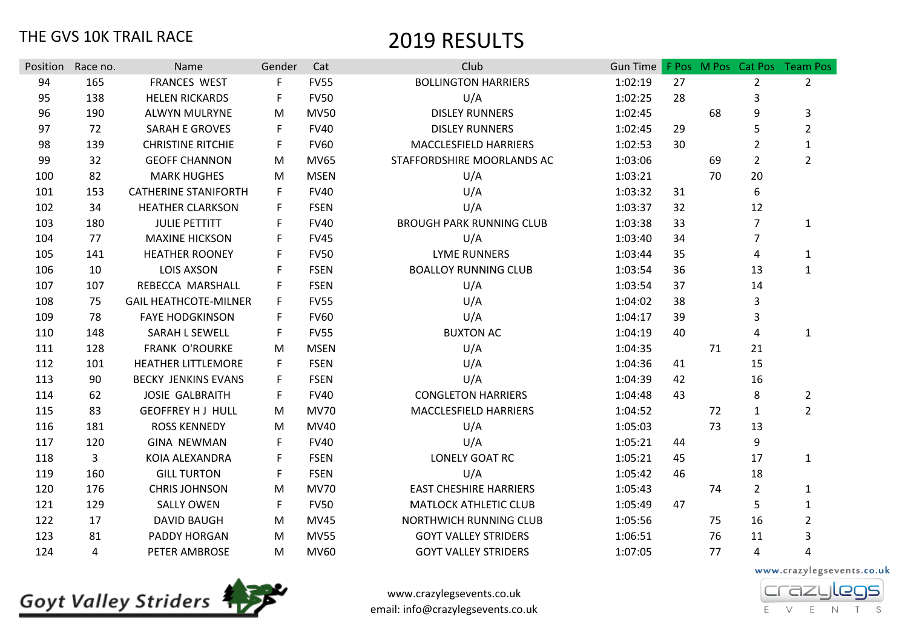THE GVS 10K TRAIL RACE

# 2019 RESULTS

| Position | Race no. | Name | Gender | Cat | Club | Gun Time | F Pos | M Pos | Cat Pos | Team Pos |
|---|---|---|---|---|---|---|---|---|---|---|
| 94 | 165 | FRANCES WEST | F | FV55 | BOLLINGTON HARRIERS | 1:02:19 | 27 | | 2 | 2 |
| 95 | 138 | HELEN RICKARDS | F | FV50 | U/A | 1:02:25 | 28 | | 3 | |
| 96 | 190 | ALWYN MULRYNE | M | MV50 | DISLEY RUNNERS | 1:02:45 | | 68 | 9 | 3 |
| 97 | 72 | SARAH E GROVES | F | FV40 | DISLEY RUNNERS | 1:02:45 | 29 | | 5 | 2 |
| 98 | 139 | CHRISTINE RITCHIE | F | FV60 | MACCLESFIELD HARRIERS | 1:02:53 | 30 | | 2 | 1 |
| 99 | 32 | GEOFF CHANNON | M | MV65 | STAFFORDSHIRE MOORLANDS AC | 1:03:06 | | 69 | 2 | 2 |
| 100 | 82 | MARK HUGHES | M | MSEN | U/A | 1:03:21 | | 70 | 20 | |
| 101 | 153 | CATHERINE STANIFORTH | F | FV40 | U/A | 1:03:32 | 31 | | 6 | |
| 102 | 34 | HEATHER CLARKSON | F | FSEN | U/A | 1:03:37 | 32 | | 12 | |
| 103 | 180 | JULIE PETTITT | F | FV40 | BROUGH PARK RUNNING CLUB | 1:03:38 | 33 | | 7 | 1 |
| 104 | 77 | MAXINE HICKSON | F | FV45 | U/A | 1:03:40 | 34 | | 7 | |
| 105 | 141 | HEATHER ROONEY | F | FV50 | LYME RUNNERS | 1:03:44 | 35 | | 4 | 1 |
| 106 | 10 | LOIS AXSON | F | FSEN | BOALLOY RUNNING CLUB | 1:03:54 | 36 | | 13 | 1 |
| 107 | 107 | REBECCA MARSHALL | F | FSEN | U/A | 1:03:54 | 37 | | 14 | |
| 108 | 75 | GAIL HEATHCOTE-MILNER | F | FV55 | U/A | 1:04:02 | 38 | | 3 | |
| 109 | 78 | FAYE HODGKINSON | F | FV60 | U/A | 1:04:17 | 39 | | 3 | |
| 110 | 148 | SARAH L SEWELL | F | FV55 | BUXTON AC | 1:04:19 | 40 | | 4 | 1 |
| 111 | 128 | FRANK O'ROURKE | M | MSEN | U/A | 1:04:35 | | 71 | 21 | |
| 112 | 101 | HEATHER LITTLEMORE | F | FSEN | U/A | 1:04:36 | 41 | | 15 | |
| 113 | 90 | BECKY JENKINS EVANS | F | FSEN | U/A | 1:04:39 | 42 | | 16 | |
| 114 | 62 | JOSIE GALBRAITH | F | FV40 | CONGLETON HARRIERS | 1:04:48 | 43 | | 8 | 2 |
| 115 | 83 | GEOFFREY H J HULL | M | MV70 | MACCLESFIELD HARRIERS | 1:04:52 | | 72 | 1 | 2 |
| 116 | 181 | ROSS KENNEDY | M | MV40 | U/A | 1:05:03 | | 73 | 13 | |
| 117 | 120 | GINA NEWMAN | F | FV40 | U/A | 1:05:21 | 44 | | 9 | |
| 118 | 3 | KOIA ALEXANDRA | F | FSEN | LONELY GOAT RC | 1:05:21 | 45 | | 17 | 1 |
| 119 | 160 | GILL TURTON | F | FSEN | U/A | 1:05:42 | 46 | | 18 | |
| 120 | 176 | CHRIS JOHNSON | M | MV70 | EAST CHESHIRE HARRIERS | 1:05:43 | | 74 | 2 | 1 |
| 121 | 129 | SALLY OWEN | F | FV50 | MATLOCK ATHLETIC CLUB | 1:05:49 | 47 | | 5 | 1 |
| 122 | 17 | DAVID BAUGH | M | MV45 | NORTHWICH RUNNING CLUB | 1:05:56 | | 75 | 16 | 2 |
| 123 | 81 | PADDY HORGAN | M | MV55 | GOYT VALLEY STRIDERS | 1:06:51 | | 76 | 11 | 3 |
| 124 | 4 | PETER AMBROSE | M | MV60 | GOYT VALLEY STRIDERS | 1:07:05 | | 77 | 4 | 4 |

Goyt Valley Striders

www.crazylegsevents.co.uk
email: info@crazylegsevents.co.uk

www.crazylegsevents.co.uk
crazylegs EVENTS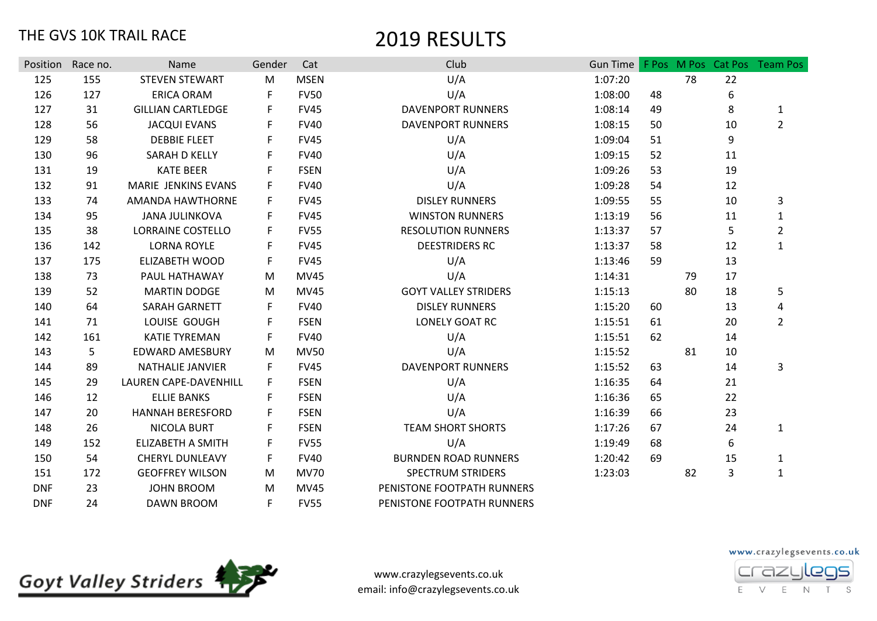THE GVS 10K TRAIL RACE

# 2019 RESULTS

| Position | Race no. | Name | Gender | Cat | Club | Gun Time | F Pos | M Pos | Cat Pos | Team Pos |
|---|---|---|---|---|---|---|---|---|---|---|
| 125 | 155 | STEVEN STEWART | M | MSEN | U/A | 1:07:20 | | 78 | 22 | |
| 126 | 127 | ERICA ORAM | F | FV50 | U/A | 1:08:00 | 48 | | 6 | |
| 127 | 31 | GILLIAN CARTLEDGE | F | FV45 | DAVENPORT RUNNERS | 1:08:14 | 49 | | 8 | 1 |
| 128 | 56 | JACQUI EVANS | F | FV40 | DAVENPORT RUNNERS | 1:08:15 | 50 | | 10 | 2 |
| 129 | 58 | DEBBIE FLEET | F | FV45 | U/A | 1:09:04 | 51 | | 9 | |
| 130 | 96 | SARAH D KELLY | F | FV40 | U/A | 1:09:15 | 52 | | 11 | |
| 131 | 19 | KATE BEER | F | FSEN | U/A | 1:09:26 | 53 | | 19 | |
| 132 | 91 | MARIE JENKINS EVANS | F | FV40 | U/A | 1:09:28 | 54 | | 12 | |
| 133 | 74 | AMANDA HAWTHORNE | F | FV45 | DISLEY RUNNERS | 1:09:55 | 55 | | 10 | 3 |
| 134 | 95 | JANA JULINKOVA | F | FV45 | WINSTON RUNNERS | 1:13:19 | 56 | | 11 | 1 |
| 135 | 38 | LORRAINE COSTELLO | F | FV55 | RESOLUTION RUNNERS | 1:13:37 | 57 | | 5 | 2 |
| 136 | 142 | LORNA ROYLE | F | FV45 | DEESTRIDERS RC | 1:13:37 | 58 | | 12 | 1 |
| 137 | 175 | ELIZABETH WOOD | F | FV45 | U/A | 1:13:46 | 59 | | 13 | |
| 138 | 73 | PAUL HATHAWAY | M | MV45 | U/A | 1:14:31 | | 79 | 17 | |
| 139 | 52 | MARTIN DODGE | M | MV45 | GOYT VALLEY STRIDERS | 1:15:13 | | 80 | 18 | 5 |
| 140 | 64 | SARAH GARNETT | F | FV40 | DISLEY RUNNERS | 1:15:20 | 60 | | 13 | 4 |
| 141 | 71 | LOUISE GOUGH | F | FSEN | LONELY GOAT RC | 1:15:51 | 61 | | 20 | 2 |
| 142 | 161 | KATIE TYREMAN | F | FV40 | U/A | 1:15:51 | 62 | | 14 | |
| 143 | 5 | EDWARD AMESBURY | M | MV50 | U/A | 1:15:52 | | 81 | 10 | |
| 144 | 89 | NATHALIE JANVIER | F | FV45 | DAVENPORT RUNNERS | 1:15:52 | 63 | | 14 | 3 |
| 145 | 29 | LAUREN CAPE-DAVENHILL | F | FSEN | U/A | 1:16:35 | 64 | | 21 | |
| 146 | 12 | ELLIE BANKS | F | FSEN | U/A | 1:16:36 | 65 | | 22 | |
| 147 | 20 | HANNAH BERESFORD | F | FSEN | U/A | 1:16:39 | 66 | | 23 | |
| 148 | 26 | NICOLA BURT | F | FSEN | TEAM SHORT SHORTS | 1:17:26 | 67 | | 24 | 1 |
| 149 | 152 | ELIZABETH A SMITH | F | FV55 | U/A | 1:19:49 | 68 | | 6 | |
| 150 | 54 | CHERYL DUNLEAVY | F | FV40 | BURNDEN ROAD RUNNERS | 1:20:42 | 69 | | 15 | 1 |
| 151 | 172 | GEOFFREY WILSON | M | MV70 | SPECTRUM STRIDERS | 1:23:03 | | 82 | 3 | 1 |
| DNF | 23 | JOHN BROOM | M | MV45 | PENISTONE FOOTPATH RUNNERS | | | | | |
| DNF | 24 | DAWN BROOM | F | FV55 | PENISTONE FOOTPATH RUNNERS | | | | | |

Goyt Valley Striders

www.crazylegsevents.co.uk
email: info@crazylegsevents.co.uk

www.crazylegsevents.co.uk
crazylegs EVENTS